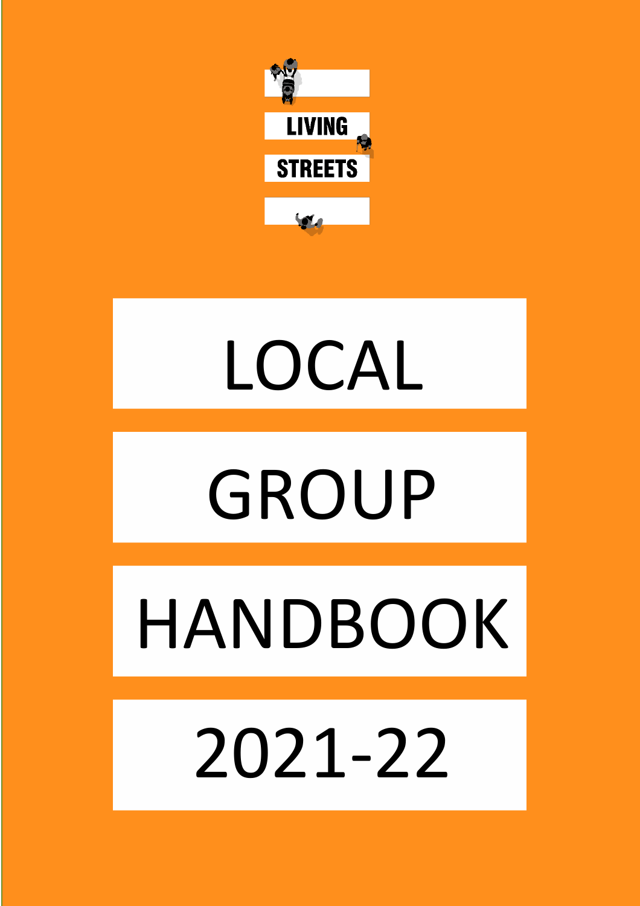LIVING STREETS

# LOCAL GROUP HANDBOOK 2021-22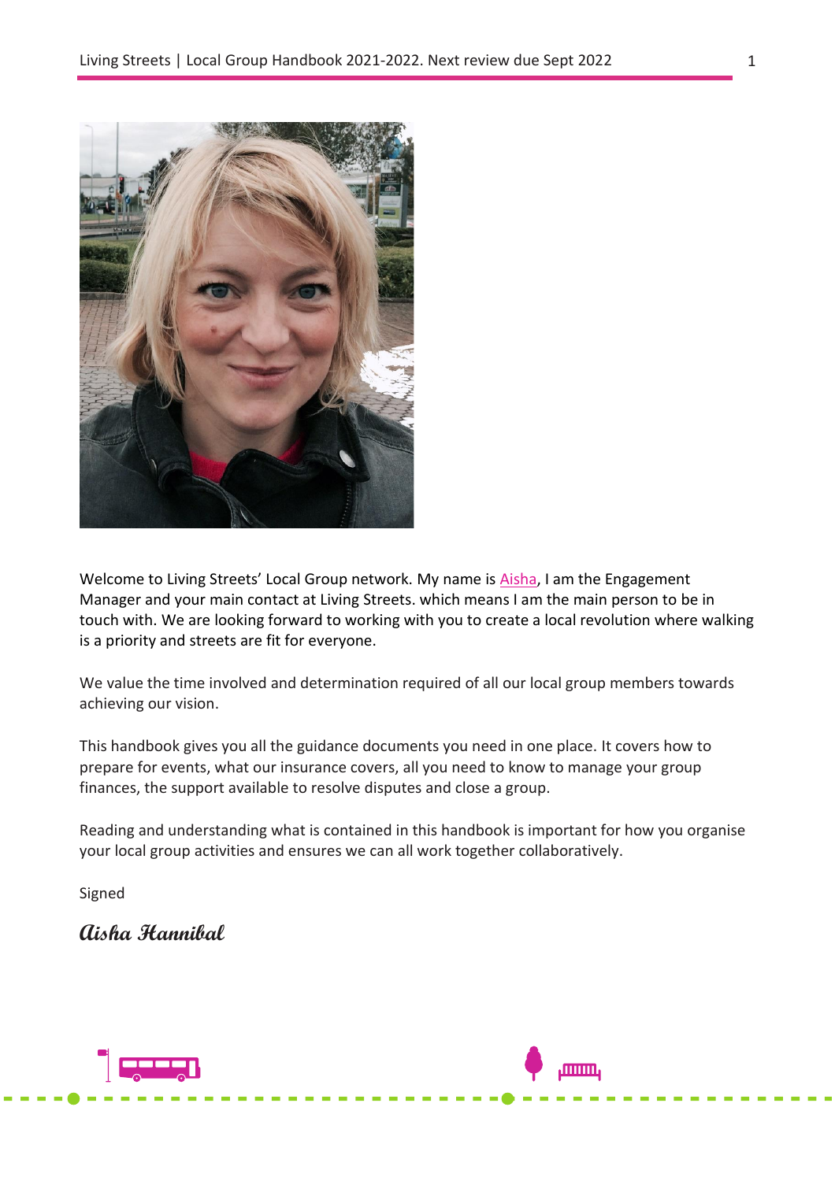Welcome to Living Streets' Local Group network. My name is Aisha, I am the Engagement Manager and your main contact at Living Streets. which means I am the main person to be in touch with. We are looking forward to working with you to create a local revolution where walking is a priority and streets are fit for everyone.

We value the time involved and determination required of all our local group members towards achieving our vision.

This handbook gives you all the guidance documents you need in one place. It covers how to prepare for events, what our insurance covers, all you need to know to manage your group finances, the support available to resolve disputes and close a group.

Reading and understanding what is contained in this handbook is important for how you organise your local group activities and ensures we can all work together collaboratively.

Signed

*Aisha Hannibal*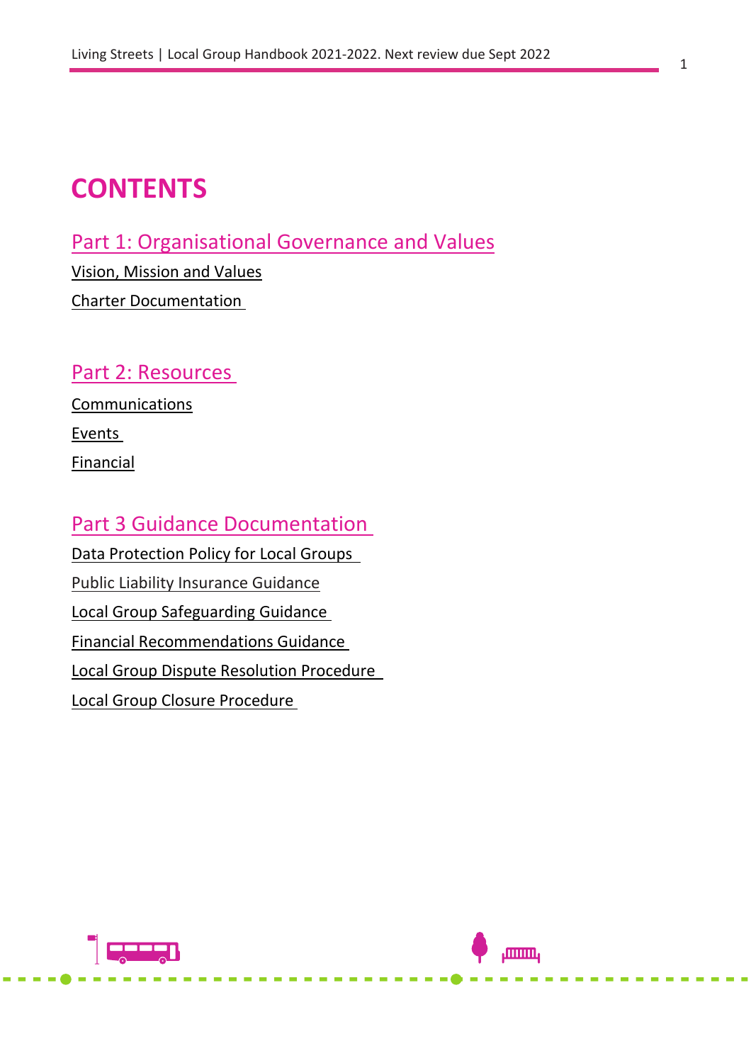# CONTENTS

## Part 1: Organisational Governance and Values

Vision, Mission and Values

Charter Documentation

## Part 2: Resources

Communications

Events

Financial

## Part 3 Guidance Documentation

Data Protection Policy for Local Groups

Public Liability Insurance Guidance

Local Group Safeguarding Guidance

Financial Recommendations Guidance

Local Group Dispute Resolution Procedure

Local Group Closure Procedure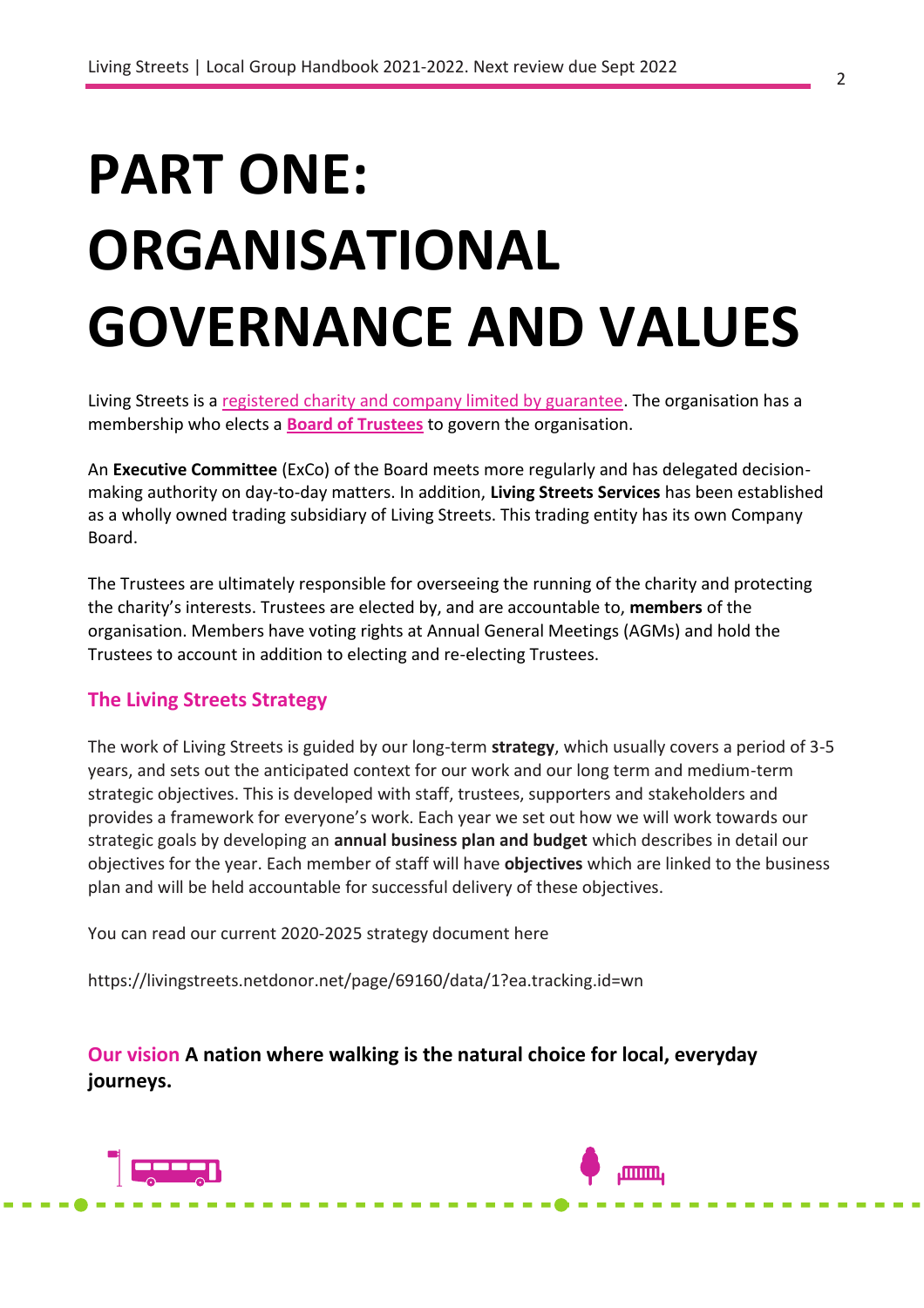# PART ONE: ORGANISATIONAL GOVERNANCE AND VALUES

Living Streets is a registered charity and company limited by guarantee. The organisation has a membership who elects a **Board of Trustees** to govern the organisation.

An **Executive Committee** (ExCo) of the Board meets more regularly and has delegated decision-making authority on day-to-day matters. In addition, **Living Streets Services** has been established as a wholly owned trading subsidiary of Living Streets. This trading entity has its own Company Board.

The Trustees are ultimately responsible for overseeing the running of the charity and protecting the charity's interests. Trustees are elected by, and are accountable to, **members** of the organisation. Members have voting rights at Annual General Meetings (AGMs) and hold the Trustees to account in addition to electing and re-electing Trustees.

## The Living Streets Strategy

The work of Living Streets is guided by our long-term **strategy**, which usually covers a period of 3-5 years, and sets out the anticipated context for our work and our long term and medium-term strategic objectives. This is developed with staff, trustees, supporters and stakeholders and provides a framework for everyone's work. Each year we set out how we will work towards our strategic goals by developing an **annual business plan and budget** which describes in detail our objectives for the year. Each member of staff will have **objectives** which are linked to the business plan and will be held accountable for successful delivery of these objectives.

You can read our current 2020-2025 strategy document here

https://livingstreets.netdonor.net/page/69160/data/1?ea.tracking.id=wn

**Our vision A nation where walking is the natural choice for local, everyday journeys.**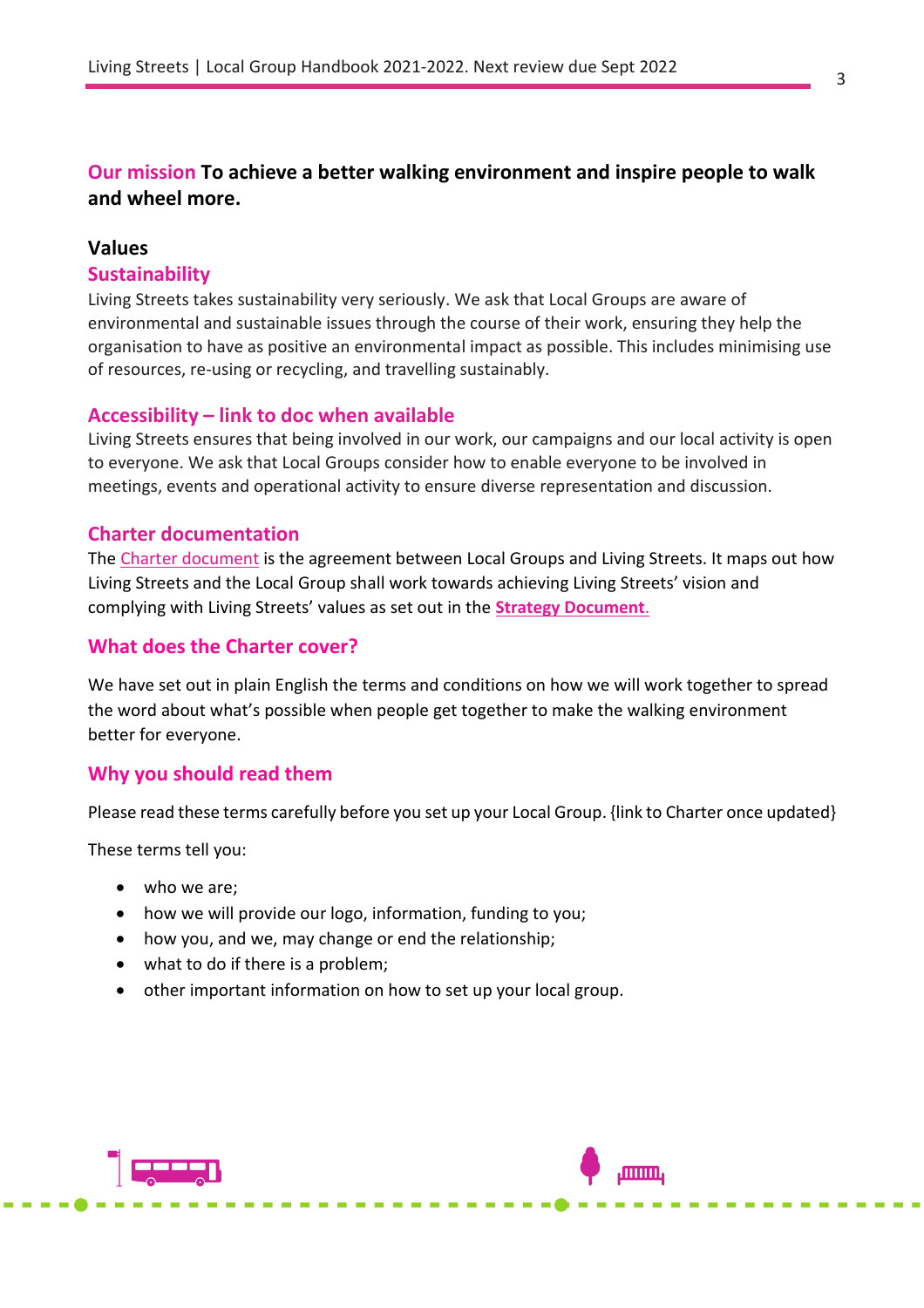**Our mission To achieve a better walking environment and inspire people to walk and wheel more.**

## Values

### Sustainability

Living Streets takes sustainability very seriously. We ask that Local Groups are aware of environmental and sustainable issues through the course of their work, ensuring they help the organisation to have as positive an environmental impact as possible. This includes minimising use of resources, re-using or recycling, and travelling sustainably.

### Accessibility – link to doc when available

Living Streets ensures that being involved in our work, our campaigns and our local activity is open to everyone. We ask that Local Groups consider how to enable everyone to be involved in meetings, events and operational activity to ensure diverse representation and discussion.

### Charter documentation

The Charter document is the agreement between Local Groups and Living Streets. It maps out how Living Streets and the Local Group shall work towards achieving Living Streets' vision and complying with Living Streets' values as set out in the **Strategy Document.**

### What does the Charter cover?

We have set out in plain English the terms and conditions on how we will work together to spread the word about what's possible when people get together to make the walking environment better for everyone.

### Why you should read them

Please read these terms carefully before you set up your Local Group. {link to Charter once updated}

These terms tell you:

- who we are;
- how we will provide our logo, information, funding to you;
- how you, and we, may change or end the relationship;
- what to do if there is a problem;
- other important information on how to set up your local group.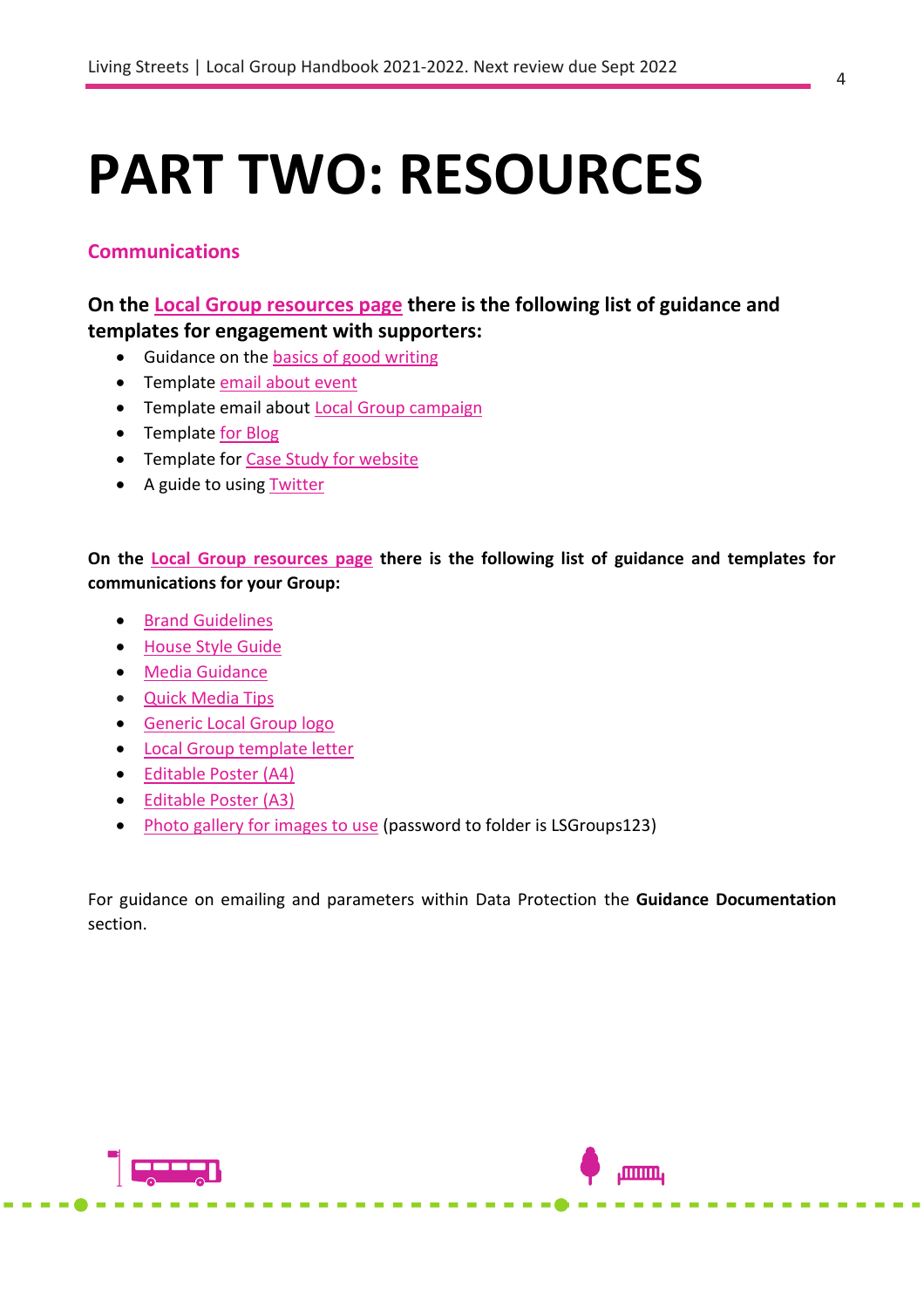# PART TWO: RESOURCES

## Communications

**On the Local Group resources page there is the following list of guidance and templates for engagement with supporters:**

- Guidance on the basics of good writing
- Template email about event
- Template email about Local Group campaign
- Template for Blog
- Template for Case Study for website
- A guide to using Twitter

**On the Local Group resources page there is the following list of guidance and templates for communications for your Group:**

- Brand Guidelines
- House Style Guide
- Media Guidance
- Quick Media Tips
- Generic Local Group logo
- Local Group template letter
- Editable Poster (A4)
- Editable Poster (A3)
- Photo gallery for images to use (password to folder is LSGroups123)

For guidance on emailing and parameters within Data Protection the **Guidance Documentation** section.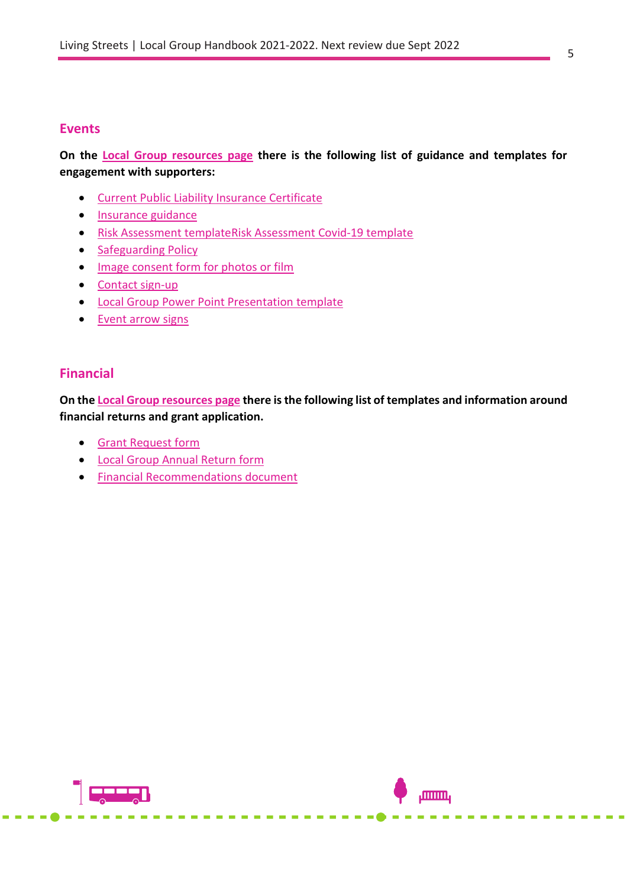## Events

**On the Local Group resources page there is the following list of guidance and templates for engagement with supporters:**

- Current Public Liability Insurance Certificate
- Insurance guidance
- Risk Assessment templateRisk Assessment Covid-19 template
- Safeguarding Policy
- Image consent form for photos or film
- Contact sign-up
- Local Group Power Point Presentation template
- Event arrow signs

## Financial

**On the Local Group resources page there is the following list of templates and information around financial returns and grant application.**

- Grant Request form
- Local Group Annual Return form
- Financial Recommendations document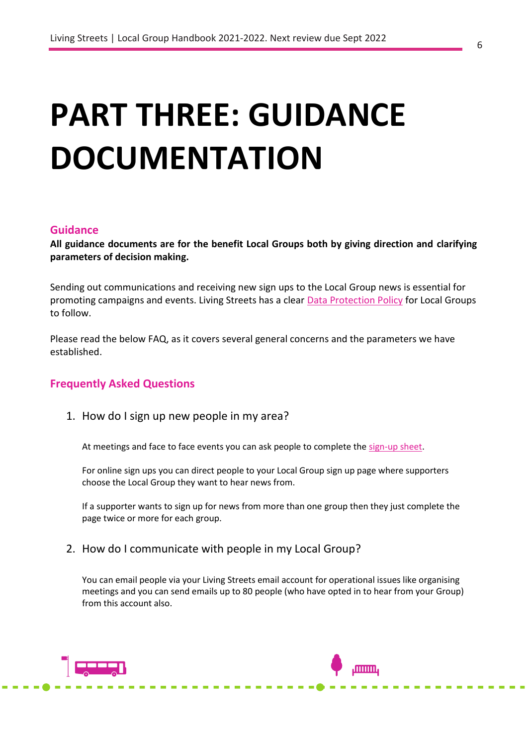# PART THREE: GUIDANCE DOCUMENTATION

## Guidance

**All guidance documents are for the benefit Local Groups both by giving direction and clarifying parameters of decision making.**

Sending out communications and receiving new sign ups to the Local Group news is essential for promoting campaigns and events. Living Streets has a clear Data Protection Policy for Local Groups to follow.

Please read the below FAQ, as it covers several general concerns and the parameters we have established.

## Frequently Asked Questions

1. How do I sign up new people in my area?

   At meetings and face to face events you can ask people to complete the sign-up sheet.

   For online sign ups you can direct people to your Local Group sign up page where supporters choose the Local Group they want to hear news from.

   If a supporter wants to sign up for news from more than one group then they just complete the page twice or more for each group.

2. How do I communicate with people in my Local Group?

   You can email people via your Living Streets email account for operational issues like organising meetings and you can send emails up to 80 people (who have opted in to hear from your Group) from this account also.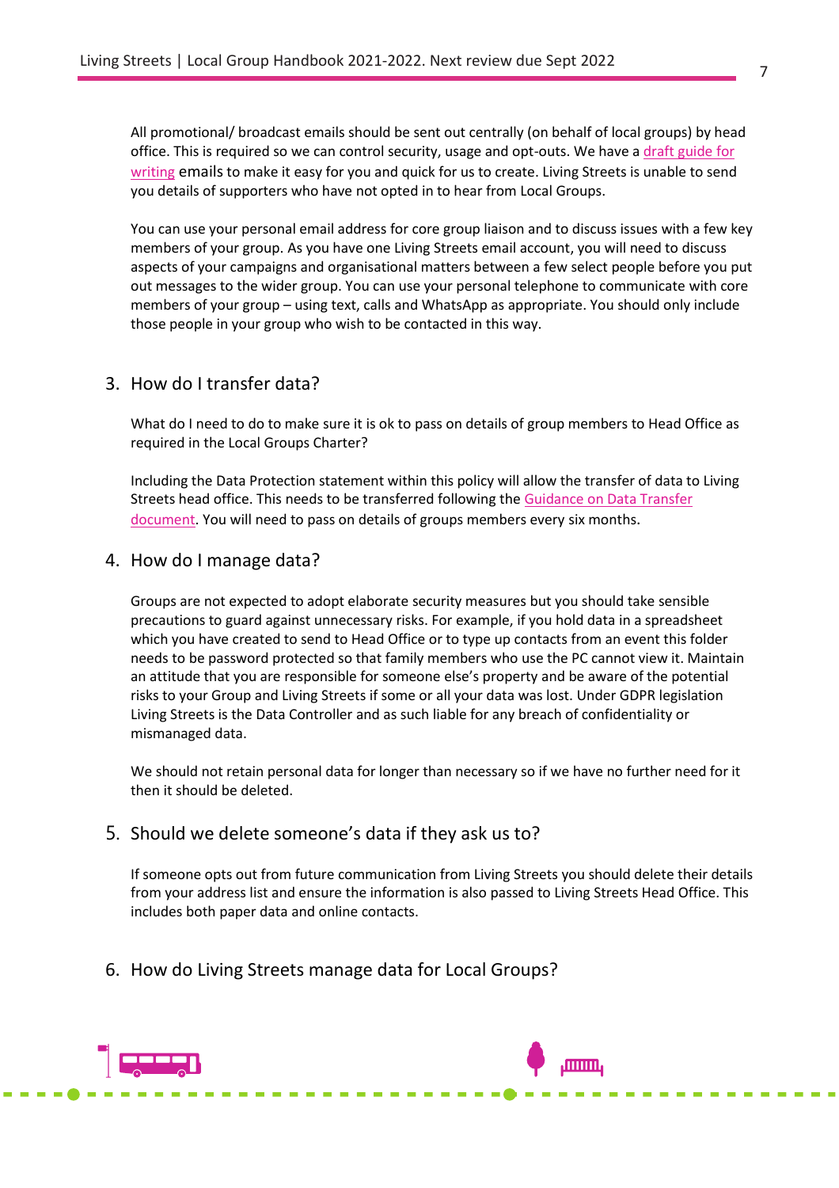All promotional/ broadcast emails should be sent out centrally (on behalf of local groups) by head office. This is required so we can control security, usage and opt-outs. We have a draft guide for writing emails to make it easy for you and quick for us to create. Living Streets is unable to send you details of supporters who have not opted in to hear from Local Groups.

You can use your personal email address for core group liaison and to discuss issues with a few key members of your group. As you have one Living Streets email account, you will need to discuss aspects of your campaigns and organisational matters between a few select people before you put out messages to the wider group. You can use your personal telephone to communicate with core members of your group – using text, calls and WhatsApp as appropriate. You should only include those people in your group who wish to be contacted in this way.

## 3. How do I transfer data?

What do I need to do to make sure it is ok to pass on details of group members to Head Office as required in the Local Groups Charter?

Including the Data Protection statement within this policy will allow the transfer of data to Living Streets head office. This needs to be transferred following the Guidance on Data Transfer document. You will need to pass on details of groups members every six months.

## 4. How do I manage data?

Groups are not expected to adopt elaborate security measures but you should take sensible precautions to guard against unnecessary risks. For example, if you hold data in a spreadsheet which you have created to send to Head Office or to type up contacts from an event this folder needs to be password protected so that family members who use the PC cannot view it. Maintain an attitude that you are responsible for someone else's property and be aware of the potential risks to your Group and Living Streets if some or all your data was lost. Under GDPR legislation Living Streets is the Data Controller and as such liable for any breach of confidentiality or mismanaged data.

We should not retain personal data for longer than necessary so if we have no further need for it then it should be deleted.

## 5. Should we delete someone's data if they ask us to?

If someone opts out from future communication from Living Streets you should delete their details from your address list and ensure the information is also passed to Living Streets Head Office. This includes both paper data and online contacts.

## 6. How do Living Streets manage data for Local Groups?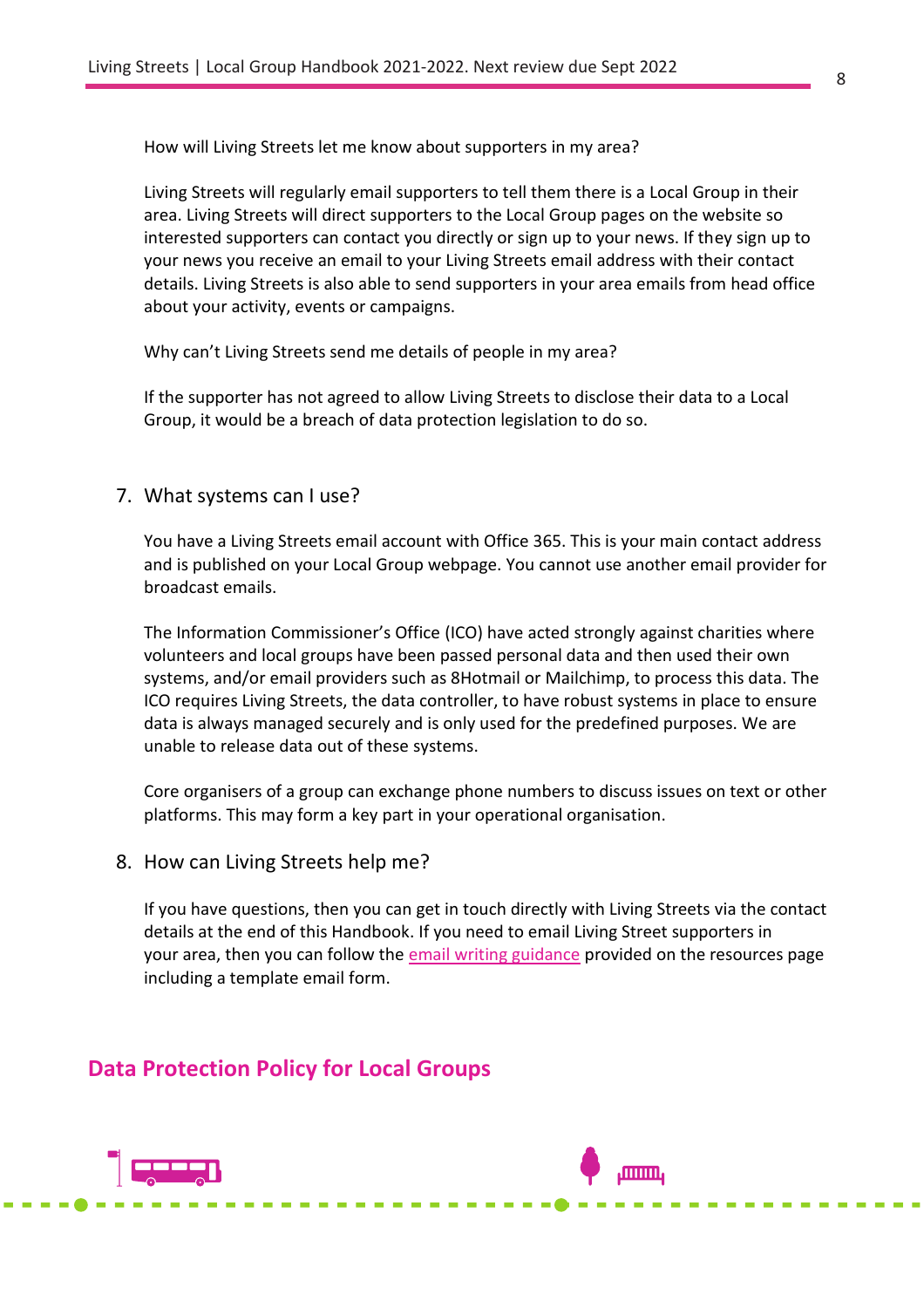How will Living Streets let me know about supporters in my area?

Living Streets will regularly email supporters to tell them there is a Local Group in their area. Living Streets will direct supporters to the Local Group pages on the website so interested supporters can contact you directly or sign up to your news. If they sign up to your news you receive an email to your Living Streets email address with their contact details. Living Streets is also able to send supporters in your area emails from head office about your activity, events or campaigns.

Why can't Living Streets send me details of people in my area?

If the supporter has not agreed to allow Living Streets to disclose their data to a Local Group, it would be a breach of data protection legislation to do so.

7. What systems can I use?

   You have a Living Streets email account with Office 365. This is your main contact address and is published on your Local Group webpage. You cannot use another email provider for broadcast emails.

   The Information Commissioner's Office (ICO) have acted strongly against charities where volunteers and local groups have been passed personal data and then used their own systems, and/or email providers such as 8Hotmail or Mailchimp, to process this data. The ICO requires Living Streets, the data controller, to have robust systems in place to ensure data is always managed securely and is only used for the predefined purposes. We are unable to release data out of these systems.

   Core organisers of a group can exchange phone numbers to discuss issues on text or other platforms. This may form a key part in your operational organisation.

8. How can Living Streets help me?

   If you have questions, then you can get in touch directly with Living Streets via the contact details at the end of this Handbook. If you need to email Living Street supporters in your area, then you can follow the email writing guidance provided on the resources page including a template email form.

## Data Protection Policy for Local Groups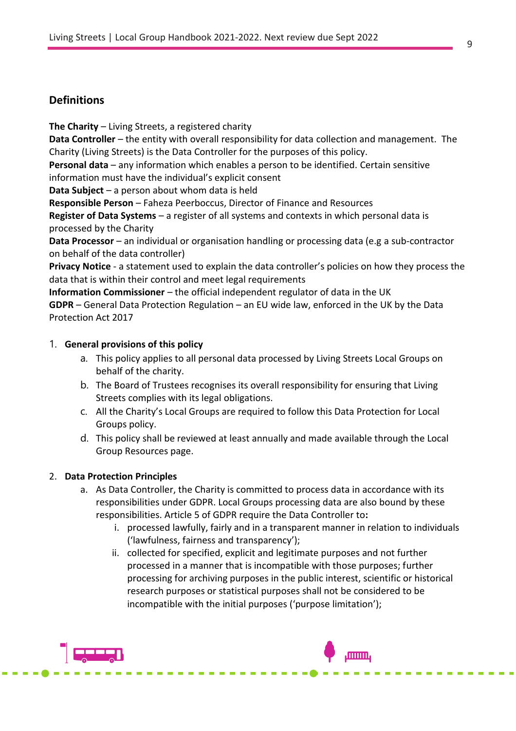## Definitions

**The Charity** – Living Streets, a registered charity
**Data Controller** – the entity with overall responsibility for data collection and management. The Charity (Living Streets) is the Data Controller for the purposes of this policy.
**Personal data** – any information which enables a person to be identified. Certain sensitive information must have the individual's explicit consent
**Data Subject** – a person about whom data is held
**Responsible Person** – Faheza Peerboccus, Director of Finance and Resources
**Register of Data Systems** – a register of all systems and contexts in which personal data is processed by the Charity
**Data Processor** – an individual or organisation handling or processing data (e.g a sub-contractor on behalf of the data controller)
**Privacy Notice** - a statement used to explain the data controller's policies on how they process the data that is within their control and meet legal requirements
**Information Commissioner** – the official independent regulator of data in the UK
**GDPR** – General Data Protection Regulation – an EU wide law, enforced in the UK by the Data Protection Act 2017

1. **General provisions of this policy**
   a. This policy applies to all personal data processed by Living Streets Local Groups on behalf of the charity.
   b. The Board of Trustees recognises its overall responsibility for ensuring that Living Streets complies with its legal obligations.
   c. All the Charity's Local Groups are required to follow this Data Protection for Local Groups policy.
   d. This policy shall be reviewed at least annually and made available through the Local Group Resources page.

2. **Data Protection Principles**
   a. As Data Controller, the Charity is committed to process data in accordance with its responsibilities under GDPR. Local Groups processing data are also bound by these responsibilities. Article 5 of GDPR require the Data Controller to**:**
      i. processed lawfully, fairly and in a transparent manner in relation to individuals ('lawfulness, fairness and transparency');
      ii. collected for specified, explicit and legitimate purposes and not further processed in a manner that is incompatible with those purposes; further processing for archiving purposes in the public interest, scientific or historical research purposes or statistical purposes shall not be considered to be incompatible with the initial purposes ('purpose limitation');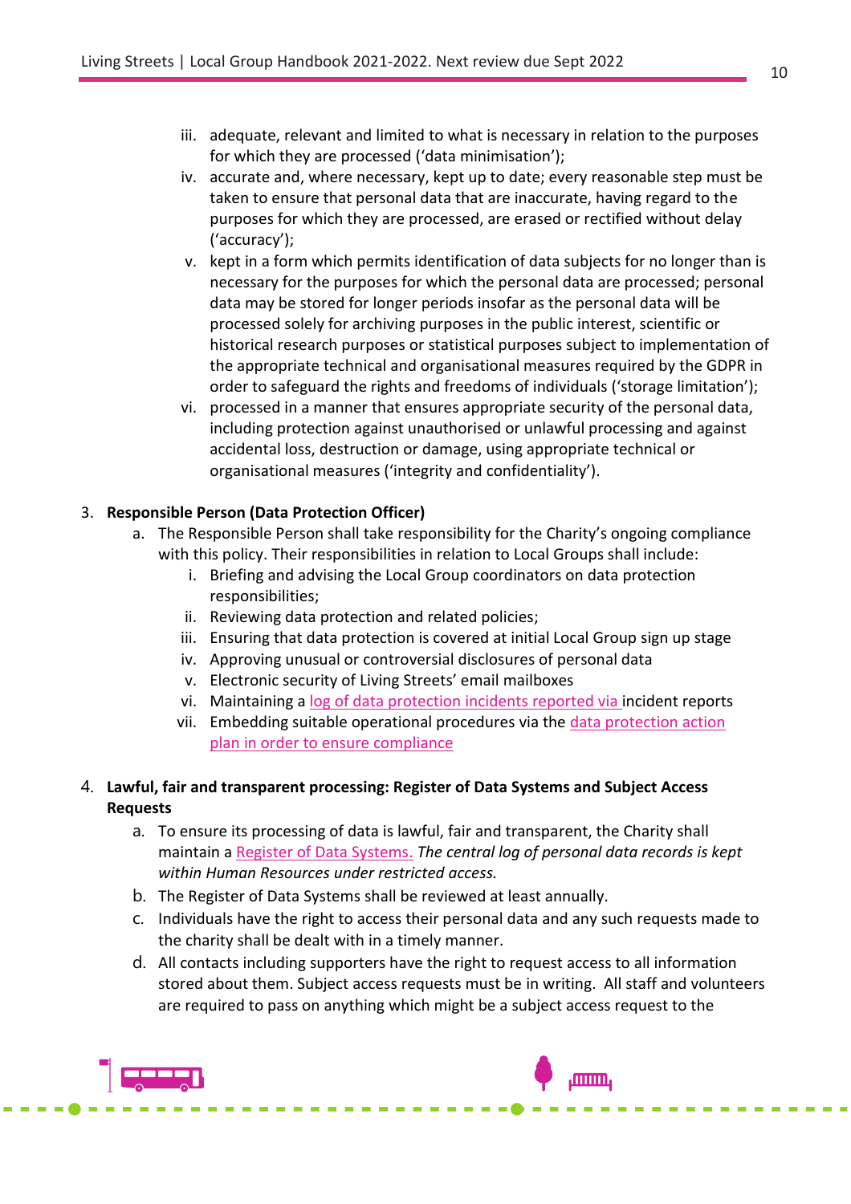iii. adequate, relevant and limited to what is necessary in relation to the purposes for which they are processed ('data minimisation');
iv. accurate and, where necessary, kept up to date; every reasonable step must be taken to ensure that personal data that are inaccurate, having regard to the purposes for which they are processed, are erased or rectified without delay ('accuracy');
v. kept in a form which permits identification of data subjects for no longer than is necessary for the purposes for which the personal data are processed; personal data may be stored for longer periods insofar as the personal data will be processed solely for archiving purposes in the public interest, scientific or historical research purposes or statistical purposes subject to implementation of the appropriate technical and organisational measures required by the GDPR in order to safeguard the rights and freedoms of individuals ('storage limitation');
vi. processed in a manner that ensures appropriate security of the personal data, including protection against unauthorised or unlawful processing and against accidental loss, destruction or damage, using appropriate technical or organisational measures ('integrity and confidentiality').

3. **Responsible Person (Data Protection Officer)**
   a. The Responsible Person shall take responsibility for the Charity's ongoing compliance with this policy. Their responsibilities in relation to Local Groups shall include:
      i. Briefing and advising the Local Group coordinators on data protection responsibilities;
      ii. Reviewing data protection and related policies;
      iii. Ensuring that data protection is covered at initial Local Group sign up stage
      iv. Approving unusual or controversial disclosures of personal data
      v. Electronic security of Living Streets' email mailboxes
      vi. Maintaining a log of data protection incidents reported via incident reports
      vii. Embedding suitable operational procedures via the data protection action plan in order to ensure compliance

4. **Lawful, fair and transparent processing: Register of Data Systems and Subject Access Requests**
   a. To ensure its processing of data is lawful, fair and transparent, the Charity shall maintain a Register of Data Systems. *The central log of personal data records is kept within Human Resources under restricted access.*
   b. The Register of Data Systems shall be reviewed at least annually.
   c. Individuals have the right to access their personal data and any such requests made to the charity shall be dealt with in a timely manner.
   d. All contacts including supporters have the right to request access to all information stored about them. Subject access requests must be in writing. All staff and volunteers are required to pass on anything which might be a subject access request to the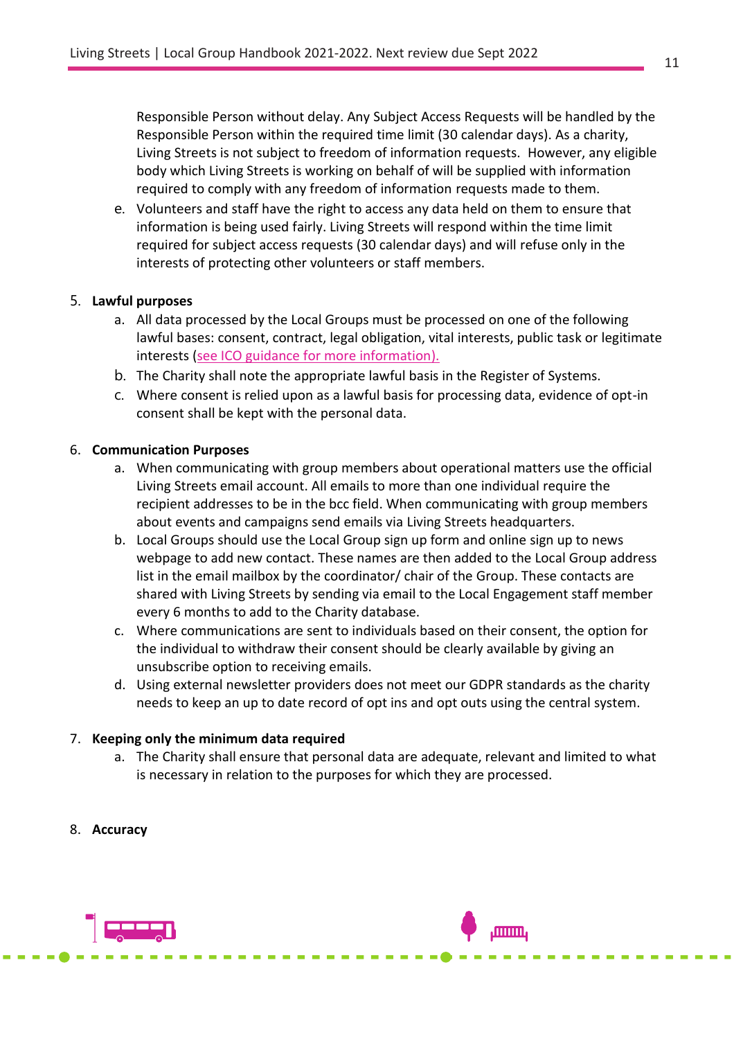Responsible Person without delay. Any Subject Access Requests will be handled by the Responsible Person within the required time limit (30 calendar days). As a charity, Living Streets is not subject to freedom of information requests. However, any eligible body which Living Streets is working on behalf of will be supplied with information required to comply with any freedom of information requests made to them.

e. Volunteers and staff have the right to access any data held on them to ensure that information is being used fairly. Living Streets will respond within the time limit required for subject access requests (30 calendar days) and will refuse only in the interests of protecting other volunteers or staff members.

5. **Lawful purposes**
   a. All data processed by the Local Groups must be processed on one of the following lawful bases: consent, contract, legal obligation, vital interests, public task or legitimate interests (see ICO guidance for more information).
   b. The Charity shall note the appropriate lawful basis in the Register of Systems.
   c. Where consent is relied upon as a lawful basis for processing data, evidence of opt-in consent shall be kept with the personal data.

6. **Communication Purposes**
   a. When communicating with group members about operational matters use the official Living Streets email account. All emails to more than one individual require the recipient addresses to be in the bcc field. When communicating with group members about events and campaigns send emails via Living Streets headquarters.
   b. Local Groups should use the Local Group sign up form and online sign up to news webpage to add new contact. These names are then added to the Local Group address list in the email mailbox by the coordinator/ chair of the Group. These contacts are shared with Living Streets by sending via email to the Local Engagement staff member every 6 months to add to the Charity database.
   c. Where communications are sent to individuals based on their consent, the option for the individual to withdraw their consent should be clearly available by giving an unsubscribe option to receiving emails.
   d. Using external newsletter providers does not meet our GDPR standards as the charity needs to keep an up to date record of opt ins and opt outs using the central system.

7. **Keeping only the minimum data required**
   a. The Charity shall ensure that personal data are adequate, relevant and limited to what is necessary in relation to the purposes for which they are processed.

8. **Accuracy**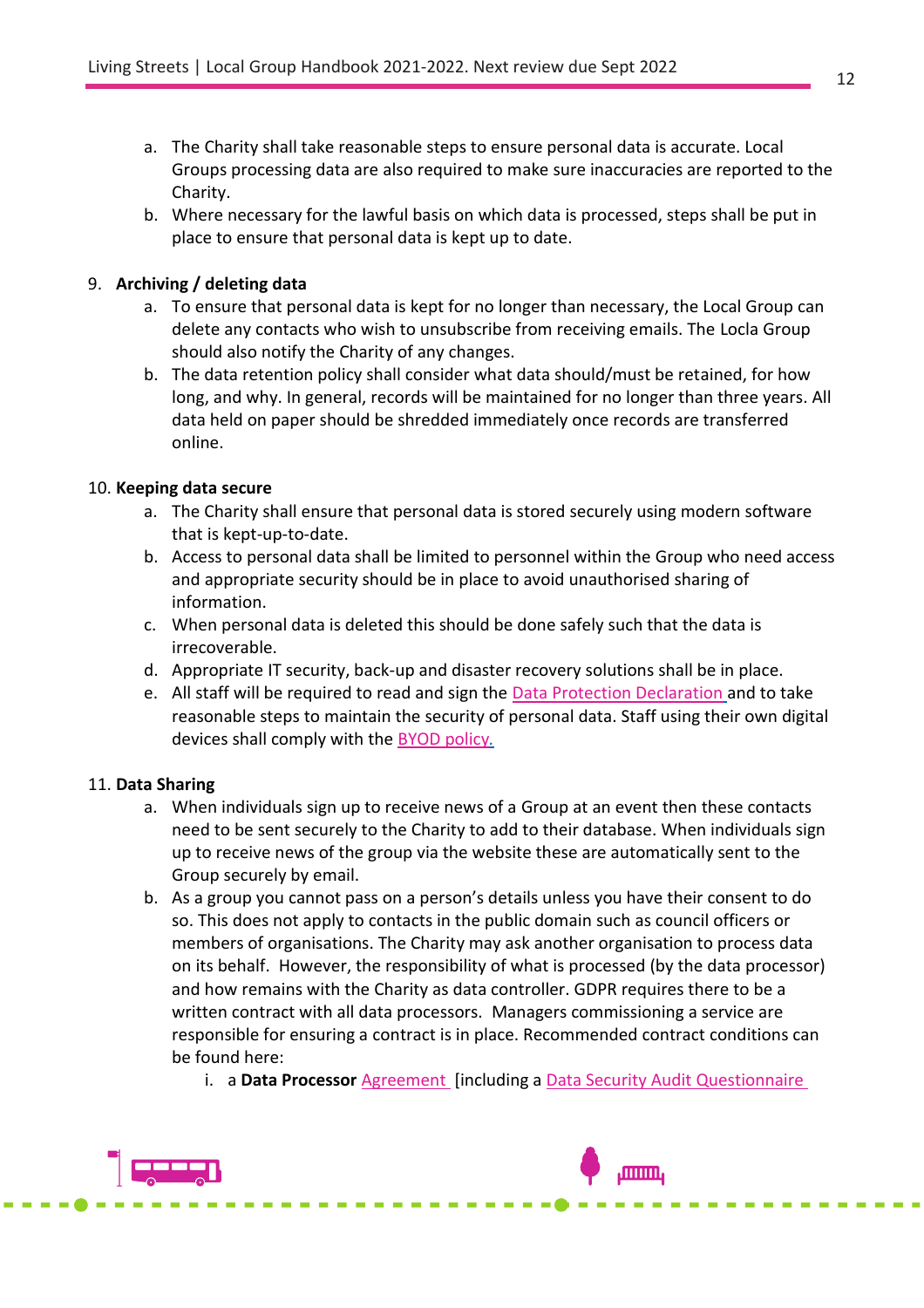a. The Charity shall take reasonable steps to ensure personal data is accurate. Local Groups processing data are also required to make sure inaccuracies are reported to the Charity.
b. Where necessary for the lawful basis on which data is processed, steps shall be put in place to ensure that personal data is kept up to date.

9. **Archiving / deleting data**
   a. To ensure that personal data is kept for no longer than necessary, the Local Group can delete any contacts who wish to unsubscribe from receiving emails. The Locla Group should also notify the Charity of any changes.
   b. The data retention policy shall consider what data should/must be retained, for how long, and why. In general, records will be maintained for no longer than three years. All data held on paper should be shredded immediately once records are transferred online.

10. **Keeping data secure**
    a. The Charity shall ensure that personal data is stored securely using modern software that is kept-up-to-date.
    b. Access to personal data shall be limited to personnel within the Group who need access and appropriate security should be in place to avoid unauthorised sharing of information.
    c. When personal data is deleted this should be done safely such that the data is irrecoverable.
    d. Appropriate IT security, back-up and disaster recovery solutions shall be in place.
    e. All staff will be required to read and sign the Data Protection Declaration and to take reasonable steps to maintain the security of personal data. Staff using their own digital devices shall comply with the BYOD policy.

11. **Data Sharing**
    a. When individuals sign up to receive news of a Group at an event then these contacts need to be sent securely to the Charity to add to their database. When individuals sign up to receive news of the group via the website these are automatically sent to the Group securely by email.
    b. As a group you cannot pass on a person's details unless you have their consent to do so. This does not apply to contacts in the public domain such as council officers or members of organisations. The Charity may ask another organisation to process data on its behalf. However, the responsibility of what is processed (by the data processor) and how remains with the Charity as data controller. GDPR requires there to be a written contract with all data processors. Managers commissioning a service are responsible for ensuring a contract is in place. Recommended contract conditions can be found here:
       i. a **Data Processor** Agreement [including a Data Security Audit Questionnaire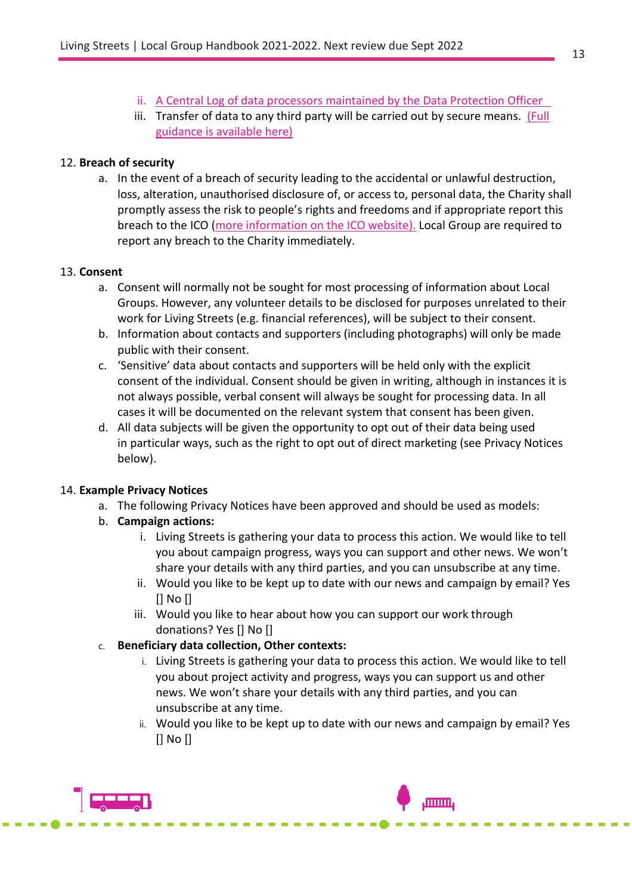ii. [A Central Log of data processors maintained by the Data Protection Officer]
   iii. Transfer of data to any third party will be carried out by secure means. [(Full guidance is available here)]

12. **Breach of security**
    a. In the event of a breach of security leading to the accidental or unlawful destruction, loss, alteration, unauthorised disclosure of, or access to, personal data, the Charity shall promptly assess the risk to people's rights and freedoms and if appropriate report this breach to the ICO (more information on the ICO website). Local Group are required to report any breach to the Charity immediately.

13. **Consent**
    a. Consent will normally not be sought for most processing of information about Local Groups. However, any volunteer details to be disclosed for purposes unrelated to their work for Living Streets (e.g. financial references), will be subject to their consent.
    b. Information about contacts and supporters (including photographs) will only be made public with their consent.
    c. 'Sensitive' data about contacts and supporters will be held only with the explicit consent of the individual. Consent should be given in writing, although in instances it is not always possible, verbal consent will always be sought for processing data. In all cases it will be documented on the relevant system that consent has been given.
    d. All data subjects will be given the opportunity to opt out of their data being used in particular ways, such as the right to opt out of direct marketing (see Privacy Notices below).

14. **Example Privacy Notices**
    a. The following Privacy Notices have been approved and should be used as models:
    b. **Campaign actions:**
       i. Living Streets is gathering your data to process this action. We would like to tell you about campaign progress, ways you can support and other news. We won't share your details with any third parties, and you can unsubscribe at any time.
       ii. Would you like to be kept up to date with our news and campaign by email? Yes [] No []
       iii. Would you like to hear about how you can support our work through donations? Yes [] No []
    c. **Beneficiary data collection, Other contexts:**
       i. Living Streets is gathering your data to process this action. We would like to tell you about project activity and progress, ways you can support us and other news. We won't share your details with any third parties, and you can unsubscribe at any time.
       ii. Would you like to be kept up to date with our news and campaign by email? Yes [] No []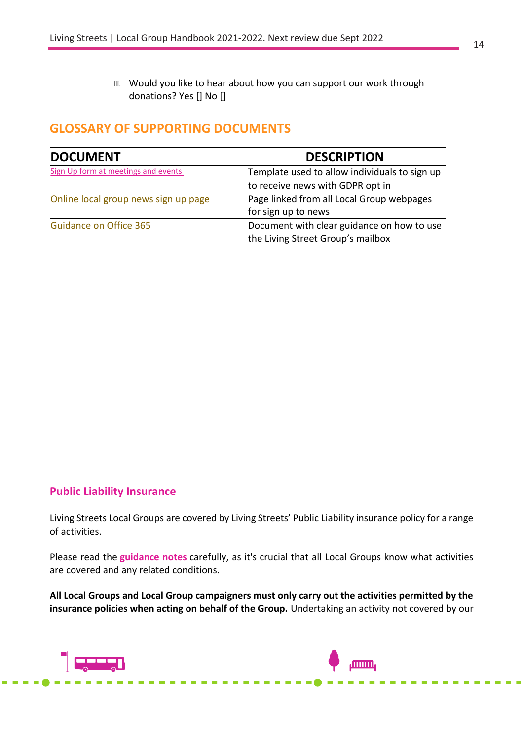iii. Would you like to hear about how you can support our work through donations? Yes [] No []

## GLOSSARY OF SUPPORTING DOCUMENTS

| DOCUMENT | DESCRIPTION |
|---|---|
| Sign Up form at meetings and events | Template used to allow individuals to sign up to receive news with GDPR opt in |
| Online local group news sign up page | Page linked from all Local Group webpages for sign up to news |
| Guidance on Office 365 | Document with clear guidance on how to use the Living Street Group's mailbox |

### Public Liability Insurance

Living Streets Local Groups are covered by Living Streets' Public Liability insurance policy for a range of activities.

Please read the **guidance notes** carefully, as it's crucial that all Local Groups know what activities are covered and any related conditions.

**All Local Groups and Local Group campaigners must only carry out the activities permitted by the insurance policies when acting on behalf of the Group.** Undertaking an activity not covered by our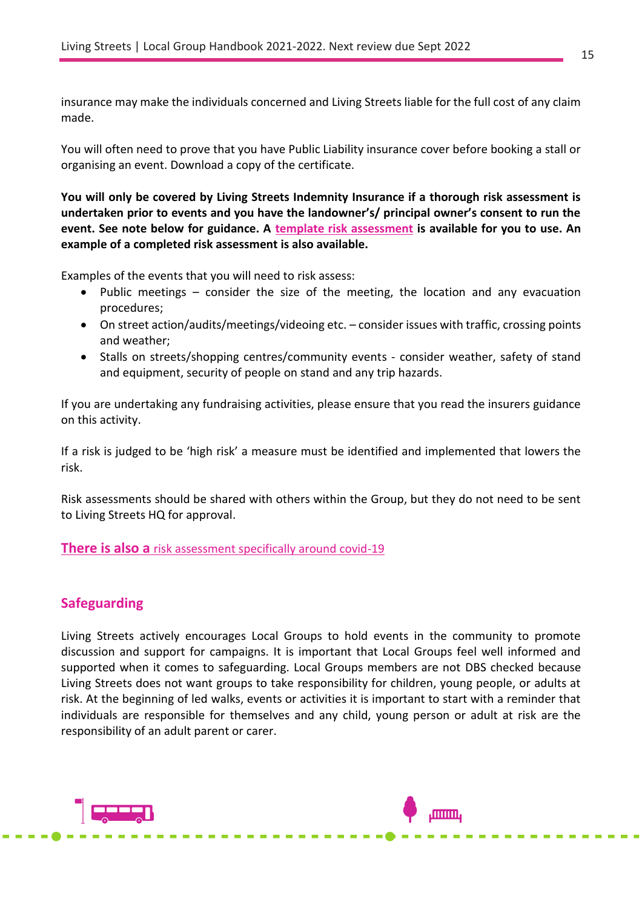insurance may make the individuals concerned and Living Streets liable for the full cost of any claim made.

You will often need to prove that you have Public Liability insurance cover before booking a stall or organising an event. Download a copy of the certificate.

**You will only be covered by Living Streets Indemnity Insurance if a thorough risk assessment is undertaken prior to events and you have the landowner's/ principal owner's consent to run the event. See note below for guidance. A template risk assessment is available for you to use. An example of a completed risk assessment is also available.**

Examples of the events that you will need to risk assess:

- Public meetings – consider the size of the meeting, the location and any evacuation procedures;
- On street action/audits/meetings/videoing etc. – consider issues with traffic, crossing points and weather;
- Stalls on streets/shopping centres/community events - consider weather, safety of stand and equipment, security of people on stand and any trip hazards.

If you are undertaking any fundraising activities, please ensure that you read the insurers guidance on this activity.

If a risk is judged to be 'high risk' a measure must be identified and implemented that lowers the risk.

Risk assessments should be shared with others within the Group, but they do not need to be sent to Living Streets HQ for approval.

**There is also a** risk assessment specifically around covid-19

## Safeguarding

Living Streets actively encourages Local Groups to hold events in the community to promote discussion and support for campaigns. It is important that Local Groups feel well informed and supported when it comes to safeguarding. Local Groups members are not DBS checked because Living Streets does not want groups to take responsibility for children, young people, or adults at risk. At the beginning of led walks, events or activities it is important to start with a reminder that individuals are responsible for themselves and any child, young person or adult at risk are the responsibility of an adult parent or carer.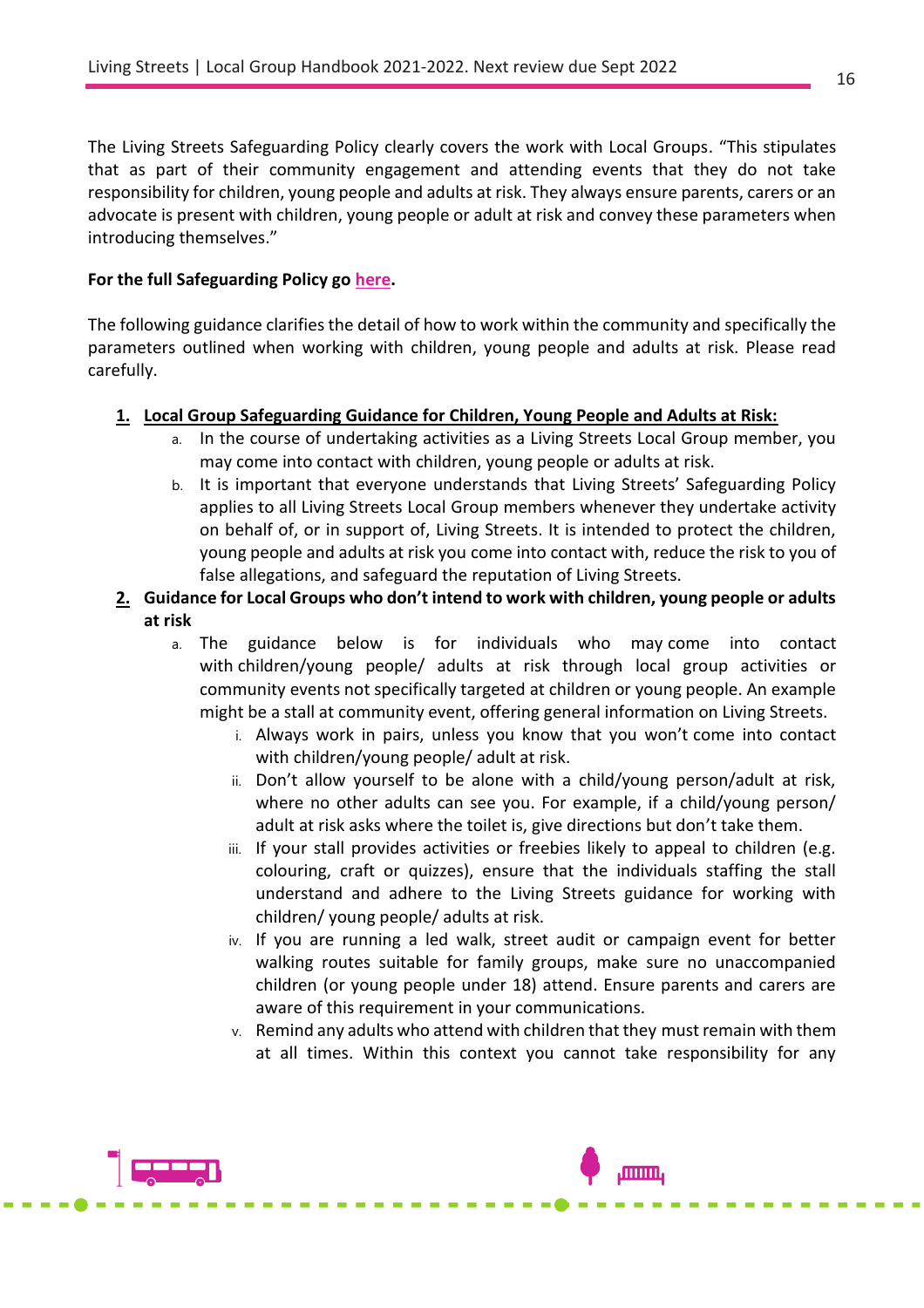The Living Streets Safeguarding Policy clearly covers the work with Local Groups. "This stipulates that as part of their community engagement and attending events that they do not take responsibility for children, young people and adults at risk. They always ensure parents, carers or an advocate is present with children, young people or adult at risk and convey these parameters when introducing themselves."

**For the full Safeguarding Policy go here.**

The following guidance clarifies the detail of how to work within the community and specifically the parameters outlined when working with children, young people and adults at risk. Please read carefully.

1. **Local Group Safeguarding Guidance for Children, Young People and Adults at Risk:**
   a. In the course of undertaking activities as a Living Streets Local Group member, you may come into contact with children, young people or adults at risk.
   b. It is important that everyone understands that Living Streets' Safeguarding Policy applies to all Living Streets Local Group members whenever they undertake activity on behalf of, or in support of, Living Streets. It is intended to protect the children, young people and adults at risk you come into contact with, reduce the risk to you of false allegations, and safeguard the reputation of Living Streets.
2. **Guidance for Local Groups who don't intend to work with children, young people or adults at risk**
   a. The guidance below is for individuals who may come into contact with children/young people/ adults at risk through local group activities or community events not specifically targeted at children or young people. An example might be a stall at community event, offering general information on Living Streets.
      i. Always work in pairs, unless you know that you won't come into contact with children/young people/ adult at risk.
      ii. Don't allow yourself to be alone with a child/young person/adult at risk, where no other adults can see you. For example, if a child/young person/ adult at risk asks where the toilet is, give directions but don't take them.
      iii. If your stall provides activities or freebies likely to appeal to children (e.g. colouring, craft or quizzes), ensure that the individuals staffing the stall understand and adhere to the Living Streets guidance for working with children/ young people/ adults at risk.
      iv. If you are running a led walk, street audit or campaign event for better walking routes suitable for family groups, make sure no unaccompanied children (or young people under 18) attend. Ensure parents and carers are aware of this requirement in your communications.
      v. Remind any adults who attend with children that they must remain with them at all times. Within this context you cannot take responsibility for any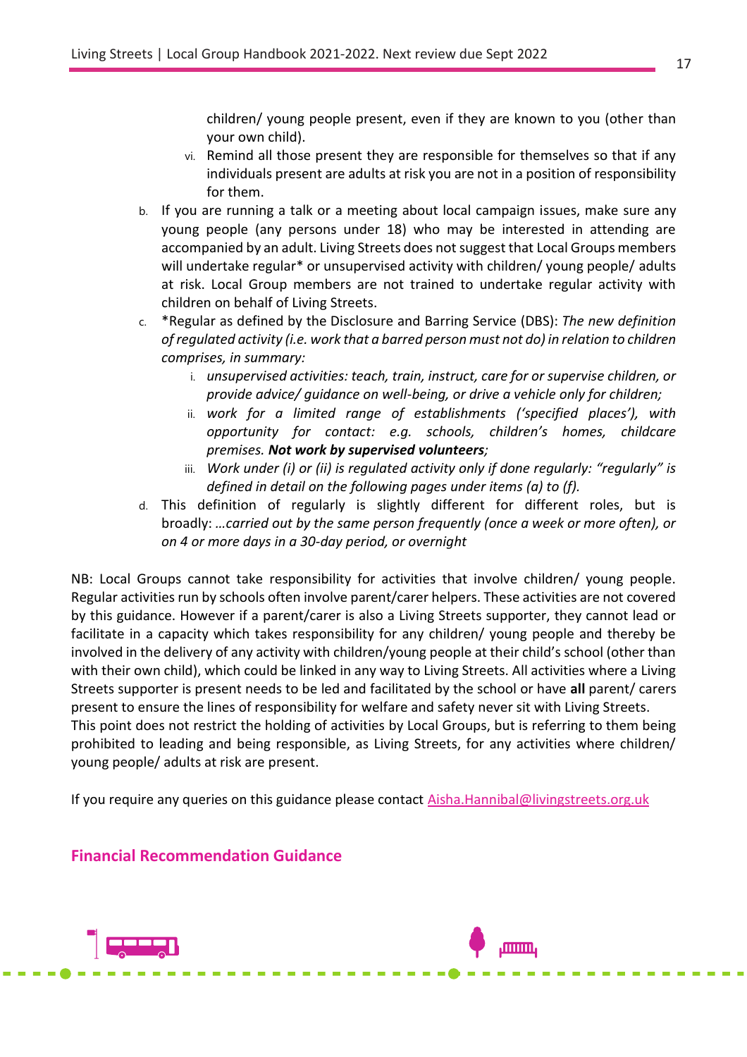children/ young people present, even if they are known to you (other than your own child).

   vi. Remind all those present they are responsible for themselves so that if any individuals present are adults at risk you are not in a position of responsibility for them.

b. If you are running a talk or a meeting about local campaign issues, make sure any young people (any persons under 18) who may be interested in attending are accompanied by an adult. Living Streets does not suggest that Local Groups members will undertake regular* or unsupervised activity with children/ young people/ adults at risk. Local Group members are not trained to undertake regular activity with children on behalf of Living Streets.

c. *Regular as defined by the Disclosure and Barring Service (DBS): *The new definition of regulated activity (i.e. work that a barred person must not do) in relation to children comprises, in summary:*

   i. *unsupervised activities: teach, train, instruct, care for or supervise children, or provide advice/ guidance on well-being, or drive a vehicle only for children;*

   ii. *work for a limited range of establishments ('specified places'), with opportunity for contact: e.g. schools, children's homes, childcare premises.* ***Not work by supervised volunteers****;*

   iii. *Work under (i) or (ii) is regulated activity only if done regularly: "regularly" is defined in detail on the following pages under items (a) to (f).*

d. This definition of regularly is slightly different for different roles, but is broadly: *…carried out by the same person frequently (once a week or more often), or on 4 or more days in a 30-day period, or overnight*

NB: Local Groups cannot take responsibility for activities that involve children/ young people. Regular activities run by schools often involve parent/carer helpers. These activities are not covered by this guidance. However if a parent/carer is also a Living Streets supporter, they cannot lead or facilitate in a capacity which takes responsibility for any children/ young people and thereby be involved in the delivery of any activity with children/young people at their child's school (other than with their own child), which could be linked in any way to Living Streets. All activities where a Living Streets supporter is present needs to be led and facilitated by the school or have **all** parent/ carers present to ensure the lines of responsibility for welfare and safety never sit with Living Streets.
This point does not restrict the holding of activities by Local Groups, but is referring to them being prohibited to leading and being responsible, as Living Streets, for any activities where children/ young people/ adults at risk are present.

If you require any queries on this guidance please contact [Aisha.Hannibal@livingstreets.org.uk](mailto:Aisha.Hannibal@livingstreets.org.uk)

## Financial Recommendation Guidance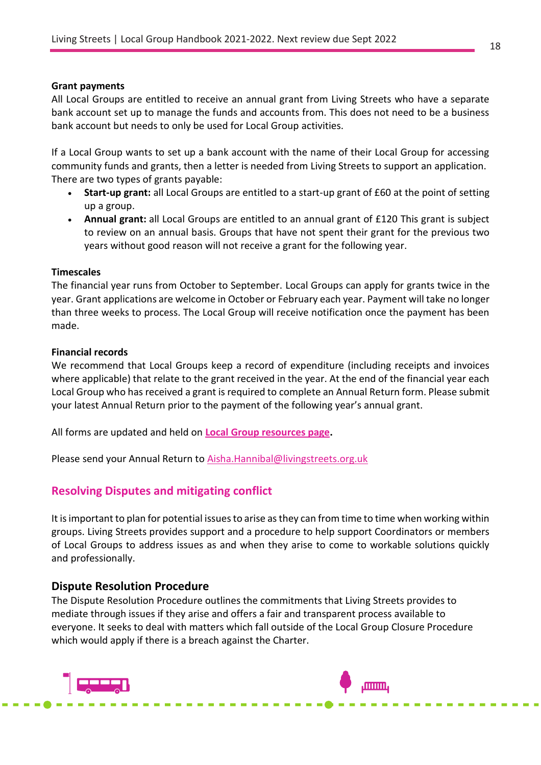**Grant payments**

All Local Groups are entitled to receive an annual grant from Living Streets who have a separate bank account set up to manage the funds and accounts from. This does not need to be a business bank account but needs to only be used for Local Group activities.

If a Local Group wants to set up a bank account with the name of their Local Group for accessing community funds and grants, then a letter is needed from Living Streets to support an application. There are two types of grants payable:

- **Start-up grant:** all Local Groups are entitled to a start-up grant of £60 at the point of setting up a group.
- **Annual grant:** all Local Groups are entitled to an annual grant of £120 This grant is subject to review on an annual basis. Groups that have not spent their grant for the previous two years without good reason will not receive a grant for the following year.

**Timescales**

The financial year runs from October to September. Local Groups can apply for grants twice in the year. Grant applications are welcome in October or February each year. Payment will take no longer than three weeks to process. The Local Group will receive notification once the payment has been made.

**Financial records**

We recommend that Local Groups keep a record of expenditure (including receipts and invoices where applicable) that relate to the grant received in the year. At the end of the financial year each Local Group who has received a grant is required to complete an Annual Return form. Please submit your latest Annual Return prior to the payment of the following year's annual grant.

All forms are updated and held on **Local Group resources page**.

Please send your Annual Return to Aisha.Hannibal@livingstreets.org.uk

## Resolving Disputes and mitigating conflict

It is important to plan for potential issues to arise as they can from time to time when working within groups. Living Streets provides support and a procedure to help support Coordinators or members of Local Groups to address issues as and when they arise to come to workable solutions quickly and professionally.

### Dispute Resolution Procedure

The Dispute Resolution Procedure outlines the commitments that Living Streets provides to mediate through issues if they arise and offers a fair and transparent process available to everyone. It seeks to deal with matters which fall outside of the Local Group Closure Procedure which would apply if there is a breach against the Charter.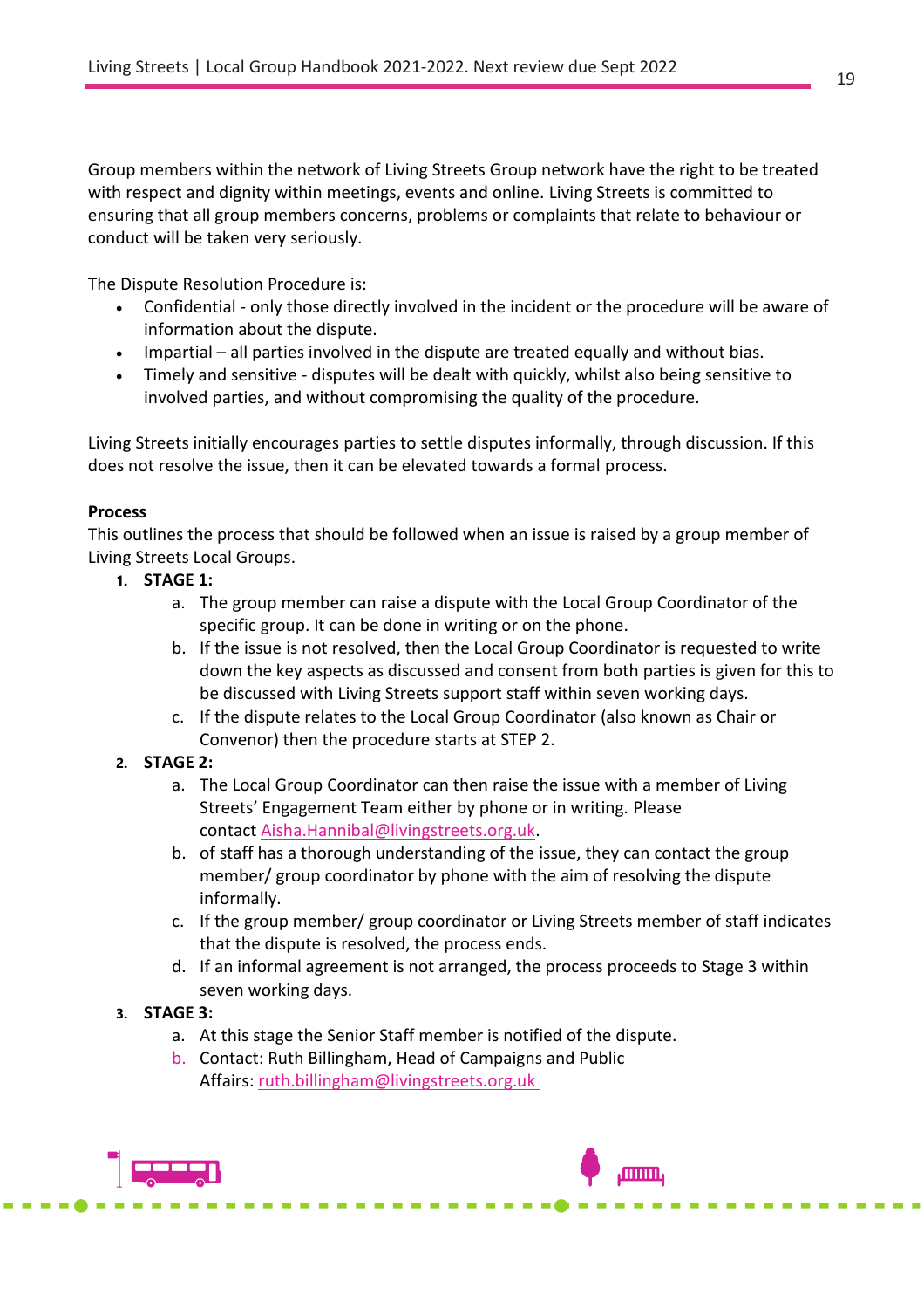Group members within the network of Living Streets Group network have the right to be treated with respect and dignity within meetings, events and online. Living Streets is committed to ensuring that all group members concerns, problems or complaints that relate to behaviour or conduct will be taken very seriously.

The Dispute Resolution Procedure is:

- Confidential - only those directly involved in the incident or the procedure will be aware of information about the dispute.
- Impartial – all parties involved in the dispute are treated equally and without bias.
- Timely and sensitive - disputes will be dealt with quickly, whilst also being sensitive to involved parties, and without compromising the quality of the procedure.

Living Streets initially encourages parties to settle disputes informally, through discussion. If this does not resolve the issue, then it can be elevated towards a formal process.

**Process**

This outlines the process that should be followed when an issue is raised by a group member of Living Streets Local Groups.

1. **STAGE 1:**
   a. The group member can raise a dispute with the Local Group Coordinator of the specific group. It can be done in writing or on the phone.
   b. If the issue is not resolved, then the Local Group Coordinator is requested to write down the key aspects as discussed and consent from both parties is given for this to be discussed with Living Streets support staff within seven working days.
   c. If the dispute relates to the Local Group Coordinator (also known as Chair or Convenor) then the procedure starts at STEP 2.
2. **STAGE 2:**
   a. The Local Group Coordinator can then raise the issue with a member of Living Streets' Engagement Team either by phone or in writing. Please contact Aisha.Hannibal@livingstreets.org.uk.
   b. of staff has a thorough understanding of the issue, they can contact the group member/ group coordinator by phone with the aim of resolving the dispute informally.
   c. If the group member/ group coordinator or Living Streets member of staff indicates that the dispute is resolved, the process ends.
   d. If an informal agreement is not arranged, the process proceeds to Stage 3 within seven working days.
3. **STAGE 3:**
   a. At this stage the Senior Staff member is notified of the dispute.
   b. Contact: Ruth Billingham, Head of Campaigns and Public Affairs: ruth.billingham@livingstreets.org.uk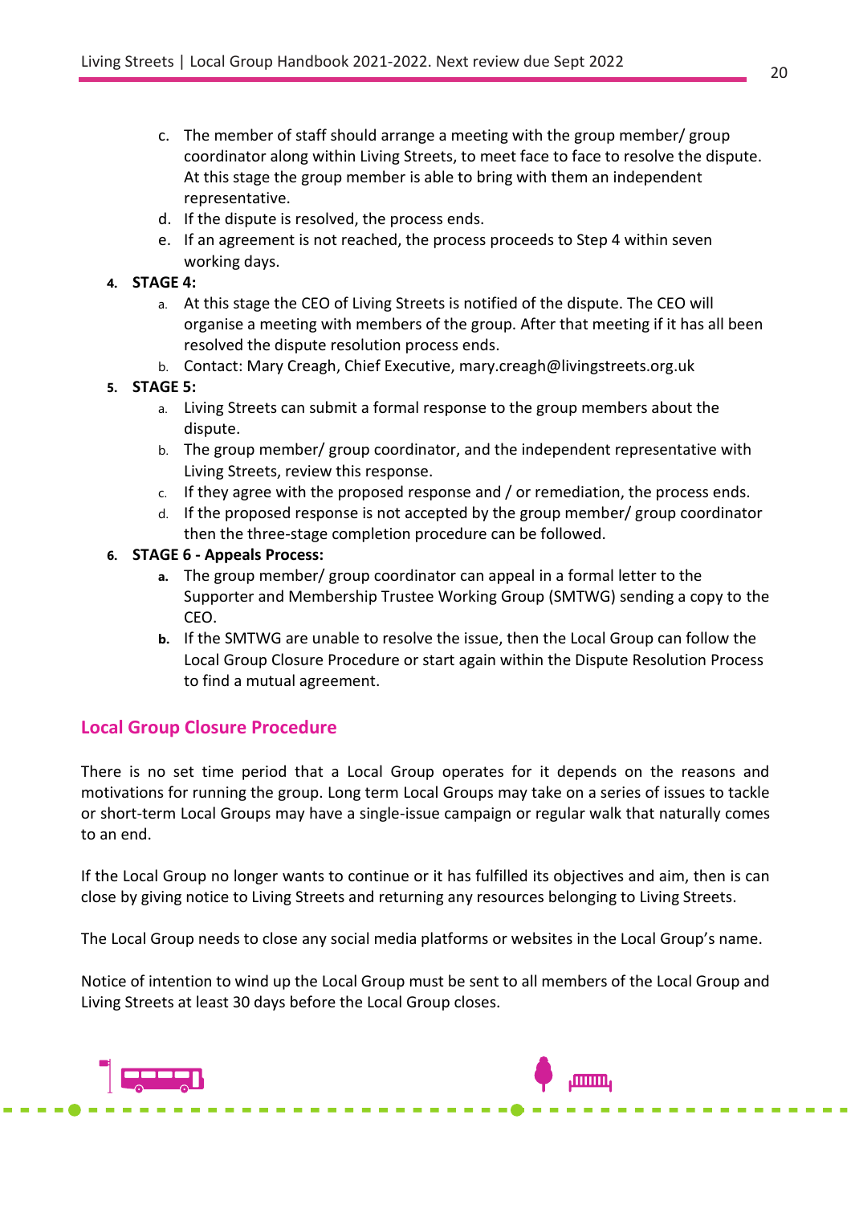c. The member of staff should arrange a meeting with the group member/ group coordinator along within Living Streets, to meet face to face to resolve the dispute. At this stage the group member is able to bring with them an independent representative.
   d. If the dispute is resolved, the process ends.
   e. If an agreement is not reached, the process proceeds to Step 4 within seven working days.

4. **STAGE 4:**
   a. At this stage the CEO of Living Streets is notified of the dispute. The CEO will organise a meeting with members of the group. After that meeting if it has all been resolved the dispute resolution process ends.
   b. Contact: Mary Creagh, Chief Executive, mary.creagh@livingstreets.org.uk

5. **STAGE 5:**
   a. Living Streets can submit a formal response to the group members about the dispute.
   b. The group member/ group coordinator, and the independent representative with Living Streets, review this response.
   c. If they agree with the proposed response and / or remediation, the process ends.
   d. If the proposed response is not accepted by the group member/ group coordinator then the three-stage completion procedure can be followed.

6. **STAGE 6 - Appeals Process:**
   **a.** The group member/ group coordinator can appeal in a formal letter to the Supporter and Membership Trustee Working Group (SMTWG) sending a copy to the CEO.
   **b.** If the SMTWG are unable to resolve the issue, then the Local Group can follow the Local Group Closure Procedure or start again within the Dispute Resolution Process to find a mutual agreement.

## Local Group Closure Procedure

There is no set time period that a Local Group operates for it depends on the reasons and motivations for running the group. Long term Local Groups may take on a series of issues to tackle or short-term Local Groups may have a single-issue campaign or regular walk that naturally comes to an end.

If the Local Group no longer wants to continue or it has fulfilled its objectives and aim, then is can close by giving notice to Living Streets and returning any resources belonging to Living Streets.

The Local Group needs to close any social media platforms or websites in the Local Group's name.

Notice of intention to wind up the Local Group must be sent to all members of the Local Group and Living Streets at least 30 days before the Local Group closes.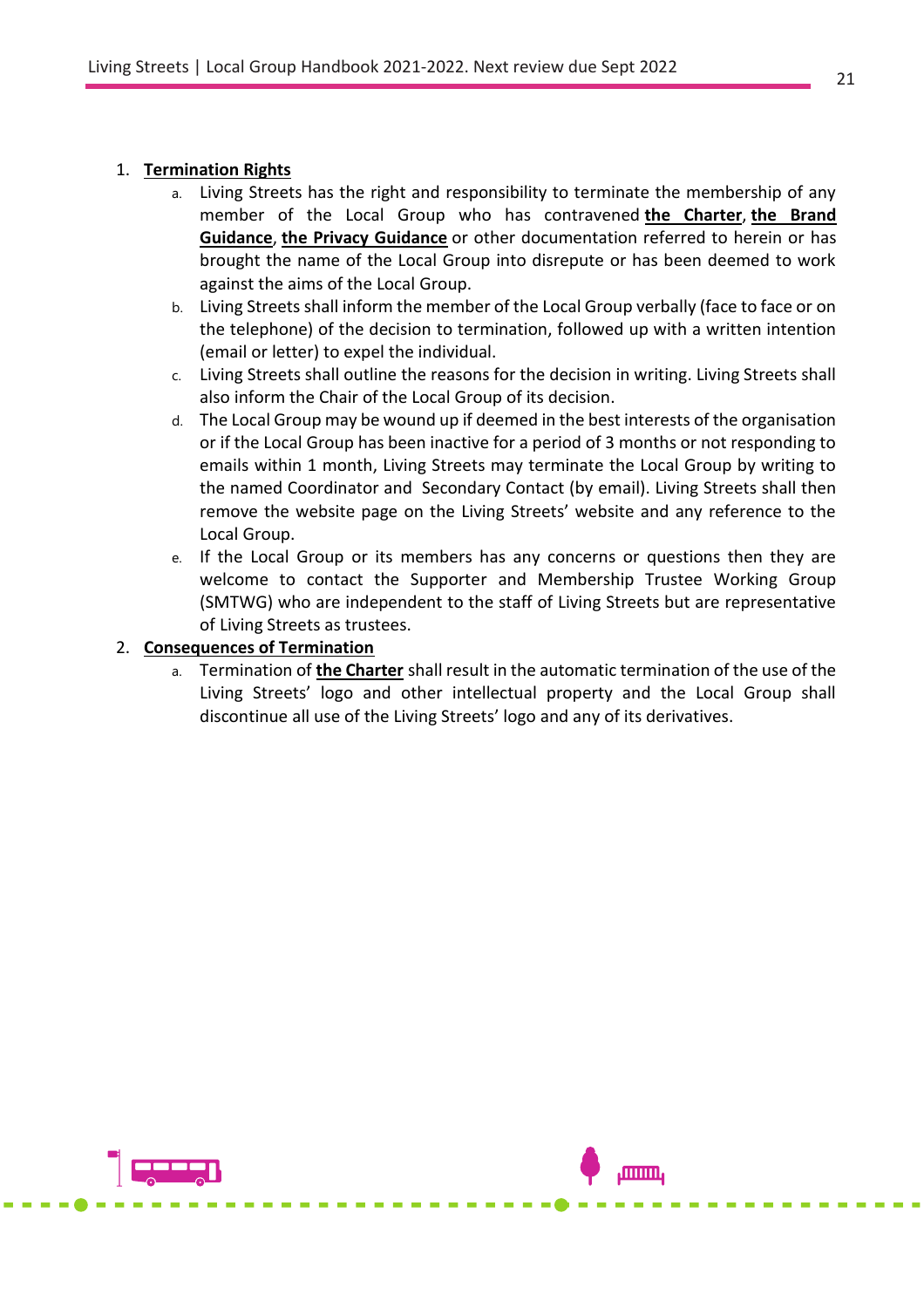1. **Termination Rights**
    a. Living Streets has the right and responsibility to terminate the membership of any member of the Local Group who has contravened **the Charter**, **the Brand Guidance**, **the Privacy Guidance** or other documentation referred to herein or has brought the name of the Local Group into disrepute or has been deemed to work against the aims of the Local Group.
    b. Living Streets shall inform the member of the Local Group verbally (face to face or on the telephone) of the decision to termination, followed up with a written intention (email or letter) to expel the individual.
    c. Living Streets shall outline the reasons for the decision in writing. Living Streets shall also inform the Chair of the Local Group of its decision.
    d. The Local Group may be wound up if deemed in the best interests of the organisation or if the Local Group has been inactive for a period of 3 months or not responding to emails within 1 month, Living Streets may terminate the Local Group by writing to the named Coordinator and Secondary Contact (by email). Living Streets shall then remove the website page on the Living Streets' website and any reference to the Local Group.
    e. If the Local Group or its members has any concerns or questions then they are welcome to contact the Supporter and Membership Trustee Working Group (SMTWG) who are independent to the staff of Living Streets but are representative of Living Streets as trustees.
2. **Consequences of Termination**
    a. Termination of **the Charter** shall result in the automatic termination of the use of the Living Streets' logo and other intellectual property and the Local Group shall discontinue all use of the Living Streets' logo and any of its derivatives.